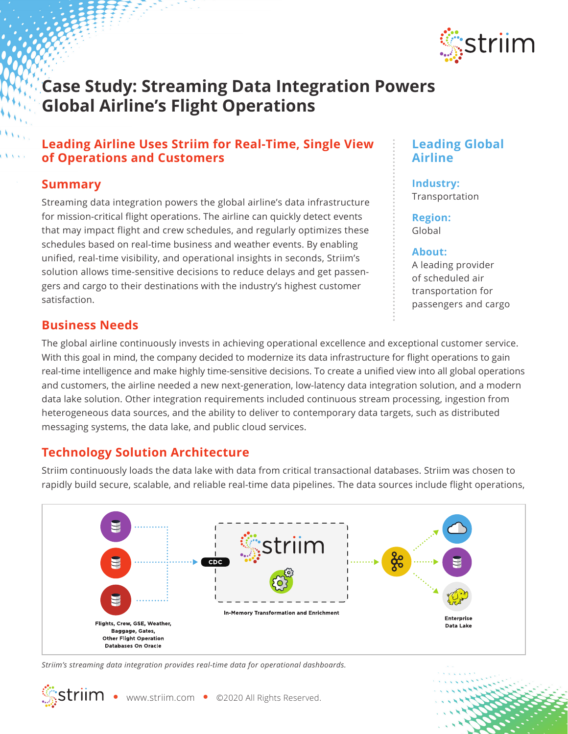# Case Study: Streaming Data Integration Powers Global Airline's Flight Operations

## Leading Airline Uses Striim for Real-Time, Single View of Operations and Customers

### Summary

Streaming data integration powers the global airline's data infrastructure for mission-critical flight operations. The airline can quickly detect events that may impact flight and crew schedules, and regularly optimizes these schedules based on real-time business and weather events. By enabling unified, real-time visibility, and operational insights in seconds, Striim's solution allows time-sensitive decisions to reduce delays and get passengers and cargo to their destinations with the industry's highest customer satisfaction.

## Leading Global Airline

**Industry:**
Transportation

**Region:**
Global

**About:**
A leading provider of scheduled air transportation for passengers and cargo

### Business Needs

The global airline continuously invests in achieving operational excellence and exceptional customer service. With this goal in mind, the company decided to modernize its data infrastructure for flight operations to gain real-time intelligence and make highly time-sensitive decisions. To create a unified view into all global operations and customers, the airline needed a new next-generation, low-latency data integration solution, and a modern data lake solution. Other integration requirements included continuous stream processing, ingestion from heterogeneous data sources, and the ability to deliver to contemporary data targets, such as distributed messaging systems, the data lake, and public cloud services.

### Technology Solution Architecture

Striim continuously loads the data lake with data from critical transactional databases. Striim was chosen to rapidly build secure, scalable, and reliable real-time data pipelines. The data sources include flight operations,

Flights, Crew, GSE, Weather, Baggage, Gates, Other Flight Operation Databases On Oracle

CDC

striim

In-Memory Transformation and Enrichment

Enterprise Data Lake

*Striim's streaming data integration provides real-time data for operational dashboards.*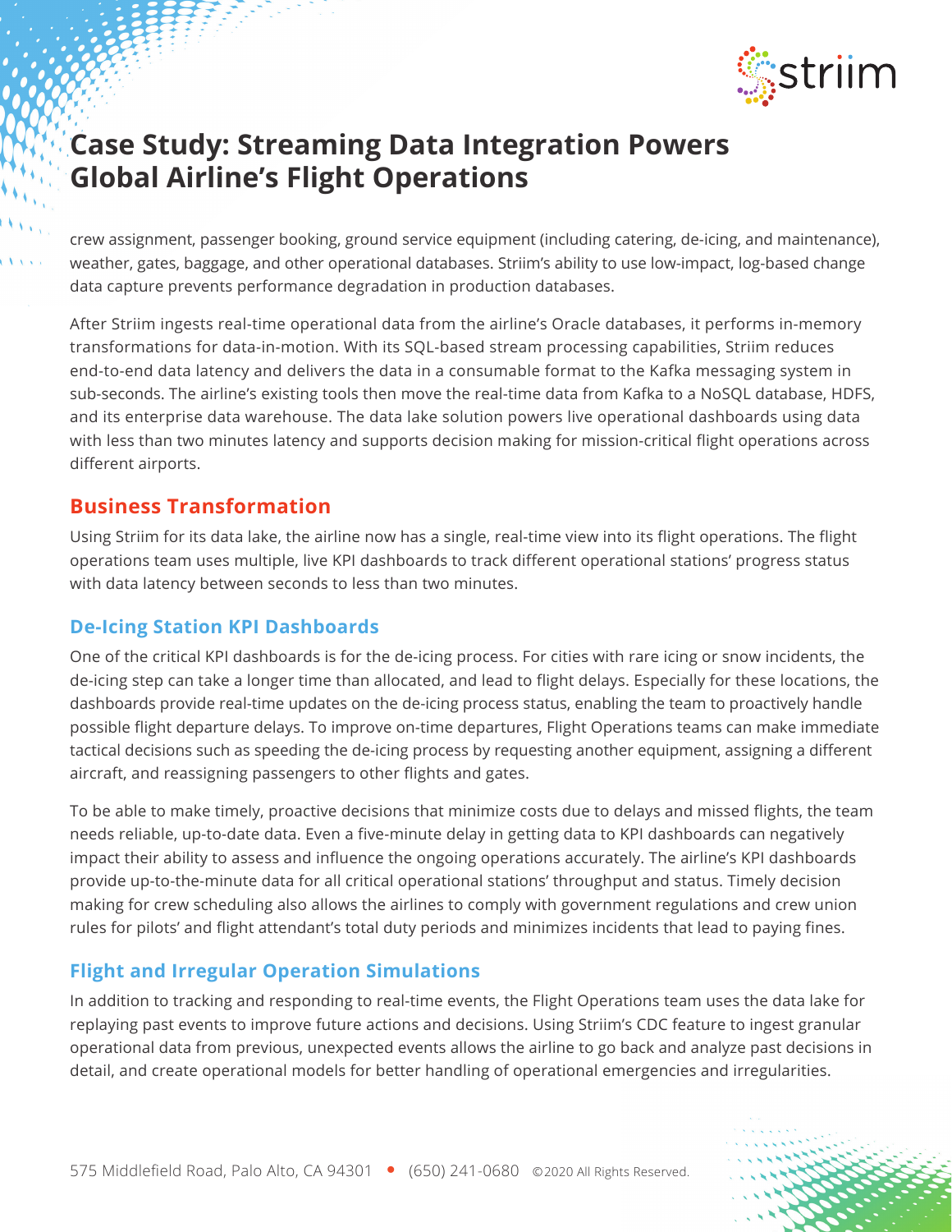# Case Study: Streaming Data Integration Powers Global Airline's Flight Operations

crew assignment, passenger booking, ground service equipment (including catering, de-icing, and maintenance), weather, gates, baggage, and other operational databases. Striim's ability to use low-impact, log-based change data capture prevents performance degradation in production databases.

After Striim ingests real-time operational data from the airline's Oracle databases, it performs in-memory transformations for data-in-motion. With its SQL-based stream processing capabilities, Striim reduces end-to-end data latency and delivers the data in a consumable format to the Kafka messaging system in sub-seconds. The airline's existing tools then move the real-time data from Kafka to a NoSQL database, HDFS, and its enterprise data warehouse. The data lake solution powers live operational dashboards using data with less than two minutes latency and supports decision making for mission-critical flight operations across different airports.

## Business Transformation

Using Striim for its data lake, the airline now has a single, real-time view into its flight operations. The flight operations team uses multiple, live KPI dashboards to track different operational stations' progress status with data latency between seconds to less than two minutes.

### De-Icing Station KPI Dashboards

One of the critical KPI dashboards is for the de-icing process. For cities with rare icing or snow incidents, the de-icing step can take a longer time than allocated, and lead to flight delays. Especially for these locations, the dashboards provide real-time updates on the de-icing process status, enabling the team to proactively handle possible flight departure delays. To improve on-time departures, Flight Operations teams can make immediate tactical decisions such as speeding the de-icing process by requesting another equipment, assigning a different aircraft, and reassigning passengers to other flights and gates.

To be able to make timely, proactive decisions that minimize costs due to delays and missed flights, the team needs reliable, up-to-date data. Even a five-minute delay in getting data to KPI dashboards can negatively impact their ability to assess and influence the ongoing operations accurately. The airline's KPI dashboards provide up-to-the-minute data for all critical operational stations' throughput and status. Timely decision making for crew scheduling also allows the airlines to comply with government regulations and crew union rules for pilots' and flight attendant's total duty periods and minimizes incidents that lead to paying fines.

### Flight and Irregular Operation Simulations

In addition to tracking and responding to real-time events, the Flight Operations team uses the data lake for replaying past events to improve future actions and decisions. Using Striim's CDC feature to ingest granular operational data from previous, unexpected events allows the airline to go back and analyze past decisions in detail, and create operational models for better handling of operational emergencies and irregularities.

575 Middlefield Road, Palo Alto, CA 94301 • (650) 241-0680 ©2020 All Rights Reserved.